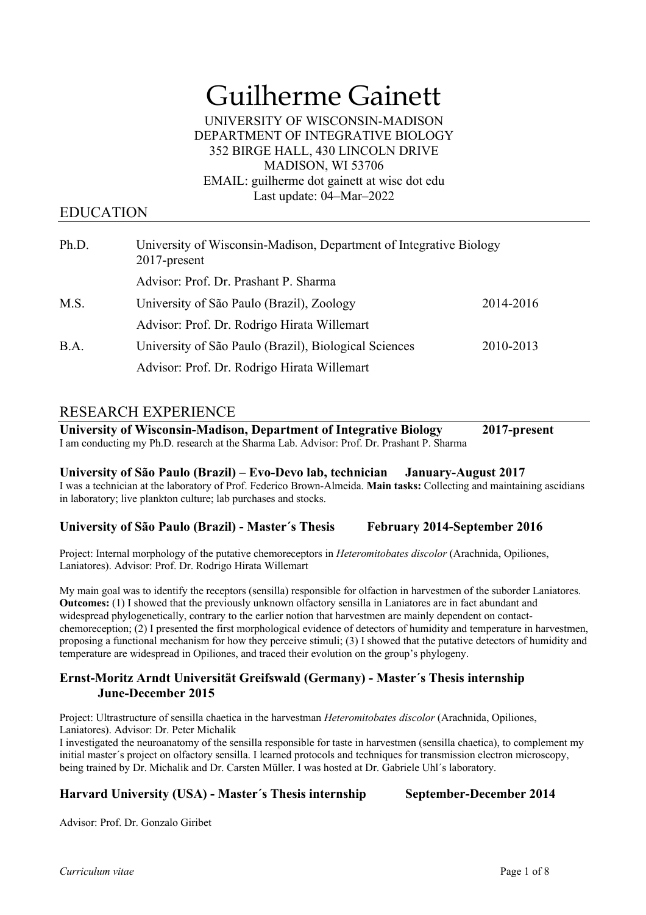# Guilherme Gainett

UNIVERSITY OF WISCONSIN-MADISON
DEPARTMENT OF INTEGRATIVE BIOLOGY
352 BIRGE HALL, 430 LINCOLN DRIVE
MADISON, WI 53706
EMAIL: guilherme dot gainett at wisc dot edu
Last update: 04–Mar–2022

## EDUCATION

| | | |
|---|---|---|
| Ph.D. | University of Wisconsin-Madison, Department of Integrative Biology 2017-present | |
| | Advisor: Prof. Dr. Prashant P. Sharma | |
| M.S. | University of São Paulo (Brazil), Zoology | 2014-2016 |
| | Advisor: Prof. Dr. Rodrigo Hirata Willemart | |
| B.A. | University of São Paulo (Brazil), Biological Sciences | 2010-2013 |
| | Advisor: Prof. Dr. Rodrigo Hirata Willemart | |

## RESEARCH EXPERIENCE

**University of Wisconsin-Madison, Department of Integrative Biology 2017-present**

I am conducting my Ph.D. research at the Sharma Lab. Advisor: Prof. Dr. Prashant P. Sharma

**University of São Paulo (Brazil) – Evo-Devo lab, technician January-August 2017**

I was a technician at the laboratory of Prof. Federico Brown-Almeida. **Main tasks:** Collecting and maintaining ascidians in laboratory; live plankton culture; lab purchases and stocks.

**University of São Paulo (Brazil) - Master´s Thesis February 2014-September 2016**

Project: Internal morphology of the putative chemoreceptors in *Heteromitobates discolor* (Arachnida, Opiliones, Laniatores). Advisor: Prof. Dr. Rodrigo Hirata Willemart

My main goal was to identify the receptors (sensilla) responsible for olfaction in harvestmen of the suborder Laniatores. **Outcomes:** (1) I showed that the previously unknown olfactory sensilla in Laniatores are in fact abundant and widespread phylogenetically, contrary to the earlier notion that harvestmen are mainly dependent on contact-chemoreception; (2) I presented the first morphological evidence of detectors of humidity and temperature in harvestmen, proposing a functional mechanism for how they perceive stimuli; (3) I showed that the putative detectors of humidity and temperature are widespread in Opiliones, and traced their evolution on the group's phylogeny.

**Ernst-Moritz Arndt Universität Greifswald (Germany) - Master´s Thesis internship June-December 2015**

Project: Ultrastructure of sensilla chaetica in the harvestman *Heteromitobates discolor* (Arachnida, Opiliones, Laniatores). Advisor: Dr. Peter Michalik

I investigated the neuroanatomy of the sensilla responsible for taste in harvestmen (sensilla chaetica), to complement my initial master´s project on olfactory sensilla. I learned protocols and techniques for transmission electron microscopy, being trained by Dr. Michalik and Dr. Carsten Müller. I was hosted at Dr. Gabriele Uhl´s laboratory.

**Harvard University (USA) - Master´s Thesis internship September-December 2014**

Advisor: Prof. Dr. Gonzalo Giribet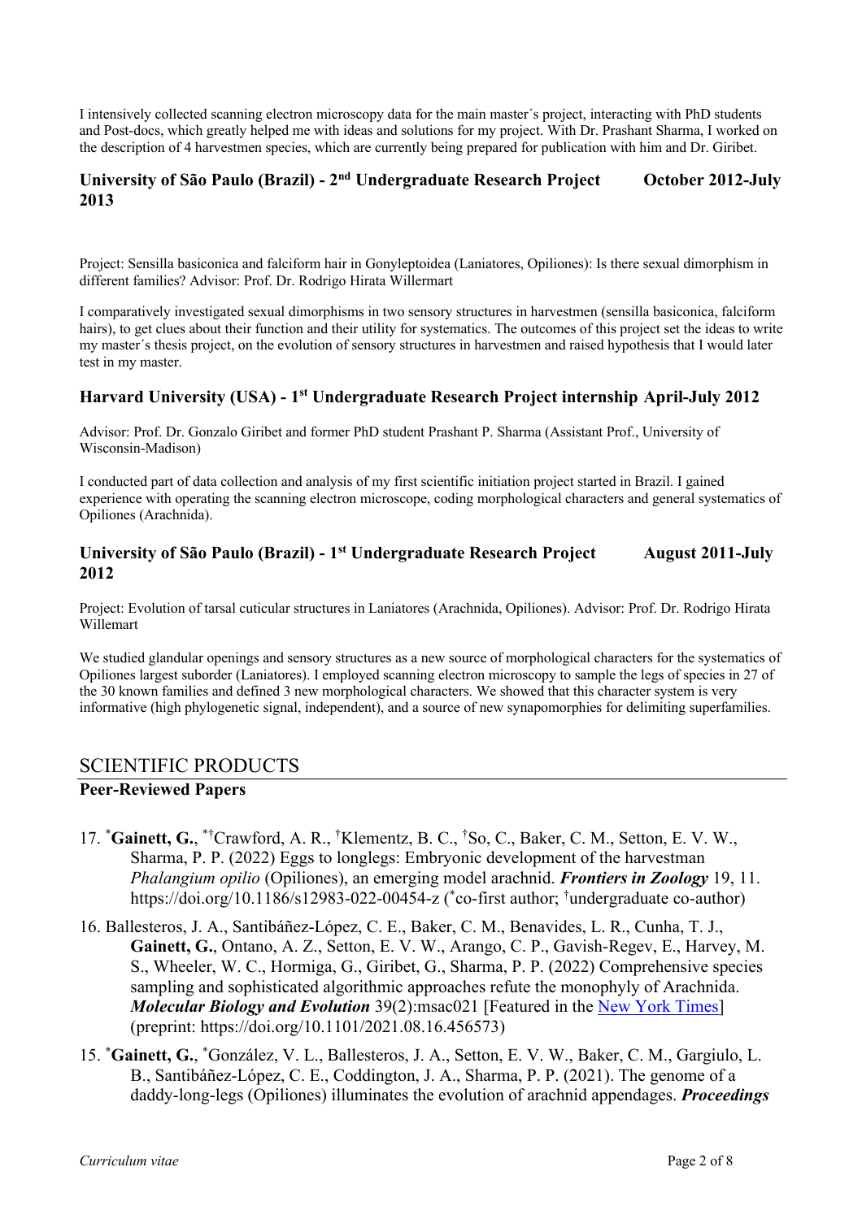I intensively collected scanning electron microscopy data for the main master´s project, interacting with PhD students and Post-docs, which greatly helped me with ideas and solutions for my project. With Dr. Prashant Sharma, I worked on the description of 4 harvestmen species, which are currently being prepared for publication with him and Dr. Giribet.

### University of São Paulo (Brazil) - 2nd Undergraduate Research Project October 2012-July 2013

Project: Sensilla basiconica and falciform hair in Gonyleptoidea (Laniatores, Opiliones): Is there sexual dimorphism in different families? Advisor: Prof. Dr. Rodrigo Hirata Willermart

I comparatively investigated sexual dimorphisms in two sensory structures in harvestmen (sensilla basiconica, falciform hairs), to get clues about their function and their utility for systematics. The outcomes of this project set the ideas to write my master´s thesis project, on the evolution of sensory structures in harvestmen and raised hypothesis that I would later test in my master.

### Harvard University (USA) - 1st Undergraduate Research Project internship April-July 2012

Advisor: Prof. Dr. Gonzalo Giribet and former PhD student Prashant P. Sharma (Assistant Prof., University of Wisconsin-Madison)

I conducted part of data collection and analysis of my first scientific initiation project started in Brazil. I gained experience with operating the scanning electron microscope, coding morphological characters and general systematics of Opiliones (Arachnida).

### University of São Paulo (Brazil) - 1st Undergraduate Research Project August 2011-July 2012

Project: Evolution of tarsal cuticular structures in Laniatores (Arachnida, Opiliones). Advisor: Prof. Dr. Rodrigo Hirata Willemart

We studied glandular openings and sensory structures as a new source of morphological characters for the systematics of Opiliones largest suborder (Laniatores). I employed scanning electron microscopy to sample the legs of species in 27 of the 30 known families and defined 3 new morphological characters. We showed that this character system is very informative (high phylogenetic signal, independent), and a source of new synapomorphies for delimiting superfamilies.

## SCIENTIFIC PRODUCTS

### Peer-Reviewed Papers

17. [*]**Gainett, G.**, [*†]Crawford, A. R., [†]Klementz, B. C., [†]So, C., Baker, C. M., Setton, E. V. W., Sharma, P. P. (2022) Eggs to longlegs: Embryonic development of the harvestman *Phalangium opilio* (Opiliones), an emerging model arachnid. ***Frontiers in Zoology*** 19, 11. https://doi.org/10.1186/s12983-022-00454-z ([*]co-first author; [†]undergraduate co-author)

16. Ballesteros, J. A., Santibáñez-López, C. E., Baker, C. M., Benavides, L. R., Cunha, T. J., **Gainett, G.**, Ontano, A. Z., Setton, E. V. W., Arango, C. P., Gavish-Regev, E., Harvey, M. S., Wheeler, W. C., Hormiga, G., Giribet, G., Sharma, P. P. (2022) Comprehensive species sampling and sophisticated algorithmic approaches refute the monophyly of Arachnida. ***Molecular Biology and Evolution*** 39(2):msac021 [Featured in the New York Times] (preprint: https://doi.org/10.1101/2021.08.16.456573)

15. [*]**Gainett, G.**, [*]González, V. L., Ballesteros, J. A., Setton, E. V. W., Baker, C. M., Gargiulo, L. B., Santibáñez-López, C. E., Coddington, J. A., Sharma, P. P. (2021). The genome of a daddy-long-legs (Opiliones) illuminates the evolution of arachnid appendages. ***Proceedings***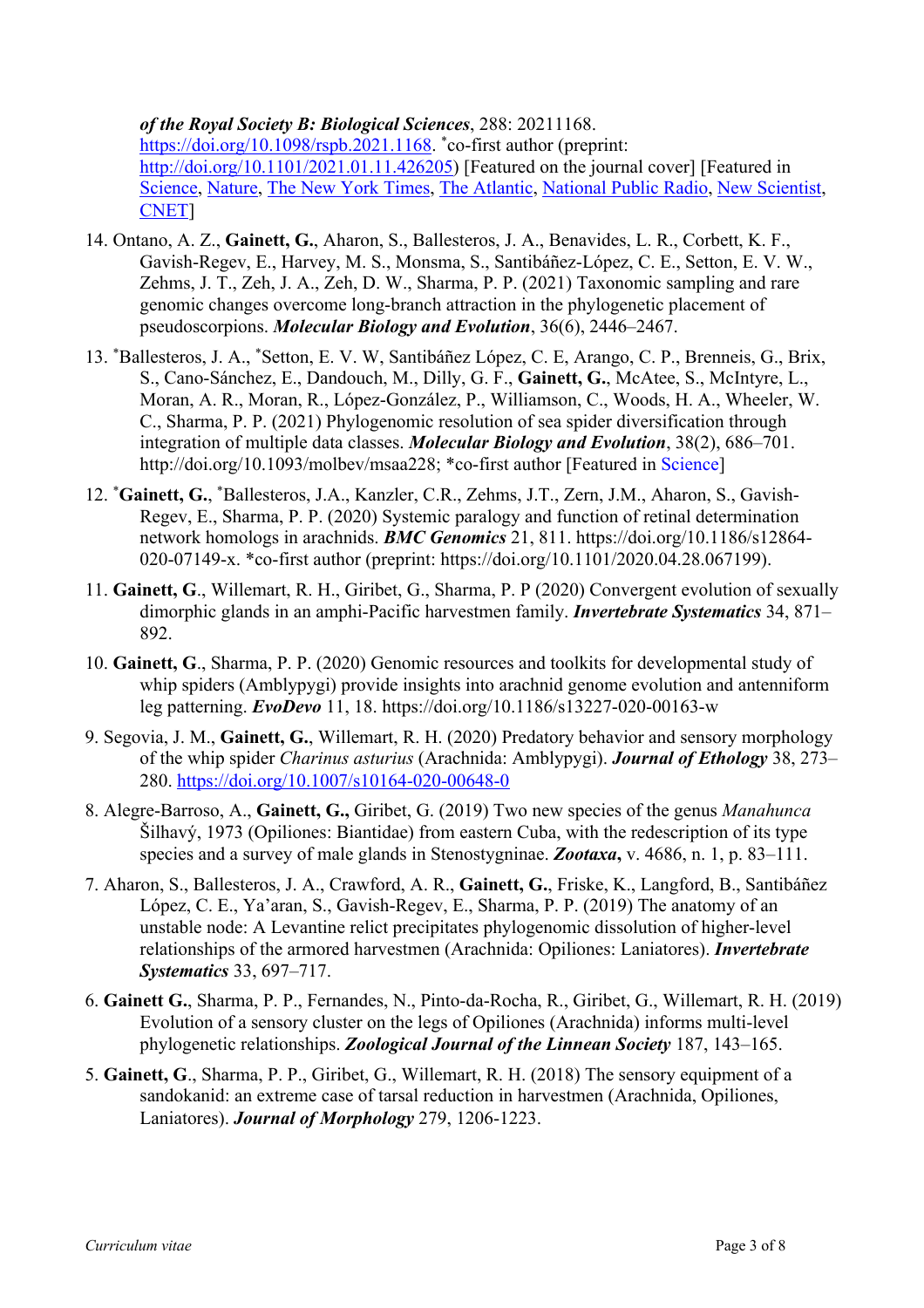*of the Royal Society B: Biological Sciences*, 288: 20211168. https://doi.org/10.1098/rspb.2021.1168. *co-first author (preprint: http://doi.org/10.1101/2021.01.11.426205) [Featured on the journal cover] [Featured in Science, Nature, The New York Times, The Atlantic, National Public Radio, New Scientist, CNET]

14. Ontano, A. Z., **Gainett, G.**, Aharon, S., Ballesteros, J. A., Benavides, L. R., Corbett, K. F., Gavish-Regev, E., Harvey, M. S., Monsma, S., Santibáñez-López, C. E., Setton, E. V. W., Zehms, J. T., Zeh, J. A., Zeh, D. W., Sharma, P. P. (2021) Taxonomic sampling and rare genomic changes overcome long-branch attraction in the phylogenetic placement of pseudoscorpions. ***Molecular Biology and Evolution***, 36(6), 2446–2467.

13. *Ballesteros, J. A., *Setton, E. V. W, Santibáñez López, C. E, Arango, C. P., Brenneis, G., Brix, S., Cano-Sánchez, E., Dandouch, M., Dilly, G. F., **Gainett, G.**, McAtee, S., McIntyre, L., Moran, A. R., Moran, R., López-González, P., Williamson, C., Woods, H. A., Wheeler, W. C., Sharma, P. P. (2021) Phylogenomic resolution of sea spider diversification through integration of multiple data classes. ***Molecular Biology and Evolution***, 38(2), 686–701. http://doi.org/10.1093/molbev/msaa228; *co-first author [Featured in Science]

12. ***Gainett, G.**, *Ballesteros, J.A., Kanzler, C.R., Zehms, J.T., Zern, J.M., Aharon, S., Gavish-Regev, E., Sharma, P. P. (2020) Systemic paralogy and function of retinal determination network homologs in arachnids. ***BMC Genomics*** 21, 811. https://doi.org/10.1186/s12864-020-07149-x. *co-first author (preprint: https://doi.org/10.1101/2020.04.28.067199).

11. **Gainett, G**., Willemart, R. H., Giribet, G., Sharma, P. P (2020) Convergent evolution of sexually dimorphic glands in an amphi-Pacific harvestmen family. ***Invertebrate Systematics*** 34, 871–892.

10. **Gainett, G**., Sharma, P. P. (2020) Genomic resources and toolkits for developmental study of whip spiders (Amblypygi) provide insights into arachnid genome evolution and antenniform leg patterning. ***EvoDevo*** 11, 18. https://doi.org/10.1186/s13227-020-00163-w

9. Segovia, J. M., **Gainett, G.**, Willemart, R. H. (2020) Predatory behavior and sensory morphology of the whip spider *Charinus asturius* (Arachnida: Amblypygi). ***Journal of Ethology*** 38, 273–280. https://doi.org/10.1007/s10164-020-00648-0

8. Alegre-Barroso, A., **Gainett, G.,** Giribet, G. (2019) Two new species of the genus *Manahunca* Šilhavý, 1973 (Opiliones: Biantidae) from eastern Cuba, with the redescription of its type species and a survey of male glands in Stenostygninae. ***Zootaxa*,** v. 4686, n. 1, p. 83–111.

7. Aharon, S., Ballesteros, J. A., Crawford, A. R., **Gainett, G.**, Friske, K., Langford, B., Santibáñez López, C. E., Ya'aran, S., Gavish-Regev, E., Sharma, P. P. (2019) The anatomy of an unstable node: A Levantine relict precipitates phylogenomic dissolution of higher-level relationships of the armored harvestmen (Arachnida: Opiliones: Laniatores). ***Invertebrate Systematics*** 33, 697–717.

6. **Gainett G.**, Sharma, P. P., Fernandes, N., Pinto-da-Rocha, R., Giribet, G., Willemart, R. H. (2019) Evolution of a sensory cluster on the legs of Opiliones (Arachnida) informs multi-level phylogenetic relationships. ***Zoological Journal of the Linnean Society*** 187, 143–165.

5. **Gainett, G**., Sharma, P. P., Giribet, G., Willemart, R. H. (2018) The sensory equipment of a sandokanid: an extreme case of tarsal reduction in harvestmen (Arachnida, Opiliones, Laniatores). ***Journal of Morphology*** 279, 1206-1223.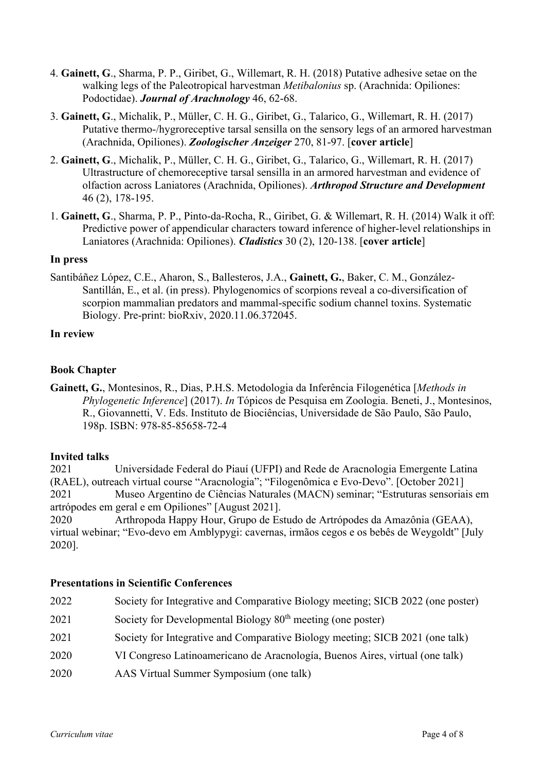4. **Gainett, G**., Sharma, P. P., Giribet, G., Willemart, R. H. (2018) Putative adhesive setae on the walking legs of the Paleotropical harvestman *Metibalonius* sp. (Arachnida: Opiliones: Podoctidae). ***Journal of Arachnology*** 46, 62-68.

3. **Gainett, G**., Michalik, P., Müller, C. H. G., Giribet, G., Talarico, G., Willemart, R. H. (2017) Putative thermo-/hygroreceptive tarsal sensilla on the sensory legs of an armored harvestman (Arachnida, Opiliones). ***Zoologischer Anzeiger*** 270, 81-97. [**cover article**]

2. **Gainett, G**., Michalik, P., Müller, C. H. G., Giribet, G., Talarico, G., Willemart, R. H. (2017) Ultrastructure of chemoreceptive tarsal sensilla in an armored harvestman and evidence of olfaction across Laniatores (Arachnida, Opiliones). ***Arthropod Structure and Development*** 46 (2), 178-195.

1. **Gainett, G**., Sharma, P. P., Pinto-da-Rocha, R., Giribet, G. & Willemart, R. H. (2014) Walk it off: Predictive power of appendicular characters toward inference of higher-level relationships in Laniatores (Arachnida: Opiliones). ***Cladistics*** 30 (2), 120-138. [**cover article**]

### In press

Santibáñez López, C.E., Aharon, S., Ballesteros, J.A., **Gainett, G.**, Baker, C. M., González-Santillán, E., et al. (in press). Phylogenomics of scorpions reveal a co-diversification of scorpion mammalian predators and mammal-specific sodium channel toxins. Systematic Biology. Pre-print: bioRxiv, 2020.11.06.372045.

### In review

### Book Chapter

**Gainett, G.**, Montesinos, R., Dias, P.H.S. Metodologia da Inferência Filogenética [*Methods in Phylogenetic Inference*] (2017). *In* Tópicos de Pesquisa em Zoologia. Beneti, J., Montesinos, R., Giovannetti, V. Eds. Instituto de Biociências, Universidade de São Paulo, São Paulo, 198p. ISBN: 978-85-85658-72-4

### Invited talks

2021 Universidade Federal do Piauí (UFPI) and Rede de Aracnologia Emergente Latina (RAEL), outreach virtual course "Aracnologia"; "Filogenômica e Evo-Devo". [October 2021]

2021 Museo Argentino de Ciências Naturales (MACN) seminar; "Estruturas sensoriais em artrópodes em geral e em Opiliones" [August 2021].

2020 Arthropoda Happy Hour, Grupo de Estudo de Artrópodes da Amazônia (GEAA), virtual webinar; "Evo-devo em Amblypygi: cavernas, irmãos cegos e os bebês de Weygoldt" [July 2020].

### Presentations in Scientific Conferences

| | |
|---|---|
| 2022 | Society for Integrative and Comparative Biology meeting; SICB 2022 (one poster) |
| 2021 | Society for Developmental Biology 80th meeting (one poster) |
| 2021 | Society for Integrative and Comparative Biology meeting; SICB 2021 (one talk) |
| 2020 | VI Congreso Latinoamericano de Aracnología, Buenos Aires, virtual (one talk) |
| 2020 | AAS Virtual Summer Symposium (one talk) |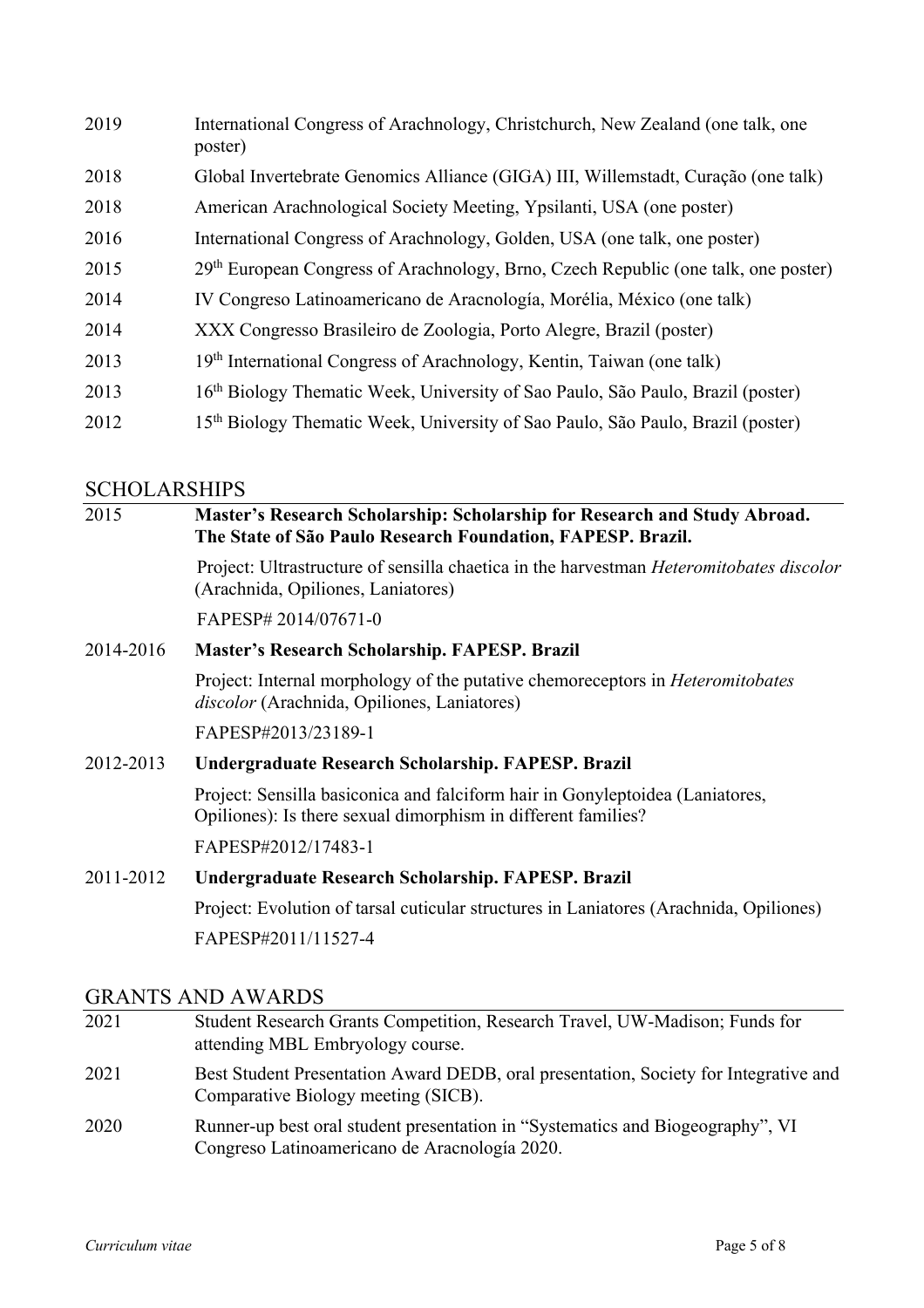2019 International Congress of Arachnology, Christchurch, New Zealand (one talk, one poster)

2018 Global Invertebrate Genomics Alliance (GIGA) III, Willemstadt, Curação (one talk)

2018 American Arachnological Society Meeting, Ypsilanti, USA (one poster)

2016 International Congress of Arachnology, Golden, USA (one talk, one poster)

2015 29th European Congress of Arachnology, Brno, Czech Republic (one talk, one poster)

2014 IV Congreso Latinoamericano de Aracnología, Morélia, México (one talk)

2014 XXX Congresso Brasileiro de Zoologia, Porto Alegre, Brazil (poster)

2013 19th International Congress of Arachnology, Kentin, Taiwan (one talk)

2013 16th Biology Thematic Week, University of Sao Paulo, São Paulo, Brazil (poster)

2012 15th Biology Thematic Week, University of Sao Paulo, São Paulo, Brazil (poster)

## SCHOLARSHIPS

2015 **Master's Research Scholarship: Scholarship for Research and Study Abroad. The State of São Paulo Research Foundation, FAPESP. Brazil.**

Project: Ultrastructure of sensilla chaetica in the harvestman *Heteromitobates discolor* (Arachnida, Opiliones, Laniatores)

FAPESP# 2014/07671-0

2014-2016 **Master's Research Scholarship. FAPESP. Brazil**

Project: Internal morphology of the putative chemoreceptors in *Heteromitobates discolor* (Arachnida, Opiliones, Laniatores)

FAPESP#2013/23189-1

2012-2013 **Undergraduate Research Scholarship. FAPESP. Brazil**

Project: Sensilla basiconica and falciform hair in Gonyleptoidea (Laniatores, Opiliones): Is there sexual dimorphism in different families?

FAPESP#2012/17483-1

2011-2012 **Undergraduate Research Scholarship. FAPESP. Brazil**

Project: Evolution of tarsal cuticular structures in Laniatores (Arachnida, Opiliones)

FAPESP#2011/11527-4

## GRANTS AND AWARDS

2021 Student Research Grants Competition, Research Travel, UW-Madison; Funds for attending MBL Embryology course.

2021 Best Student Presentation Award DEDB, oral presentation, Society for Integrative and Comparative Biology meeting (SICB).

2020 Runner-up best oral student presentation in "Systematics and Biogeography", VI Congreso Latinoamericano de Aracnología 2020.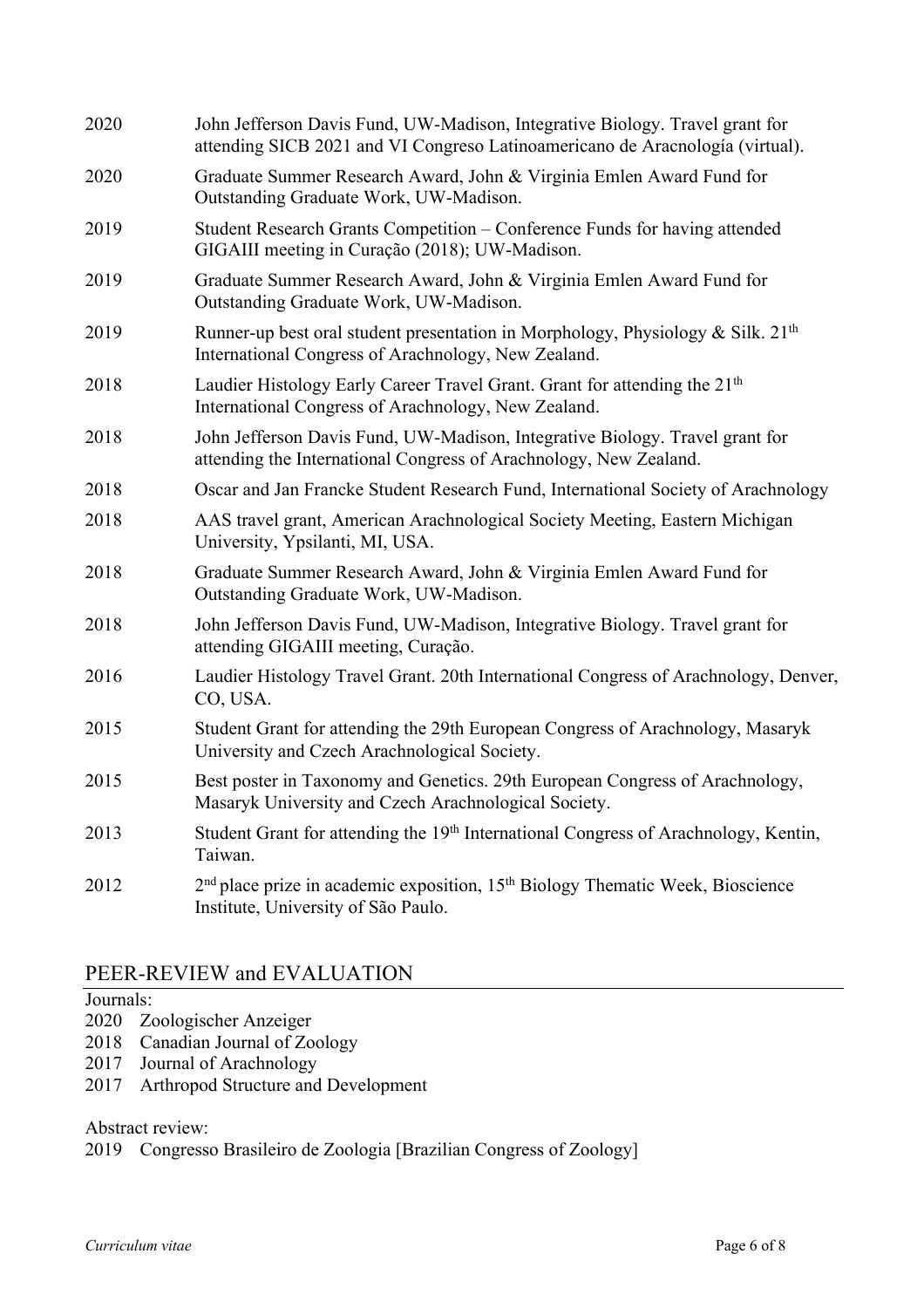2020 John Jefferson Davis Fund, UW-Madison, Integrative Biology. Travel grant for attending SICB 2021 and VI Congreso Latinoamericano de Aracnología (virtual).

2020 Graduate Summer Research Award, John & Virginia Emlen Award Fund for Outstanding Graduate Work, UW-Madison.

2019 Student Research Grants Competition – Conference Funds for having attended GIGAIII meeting in Curação (2018); UW-Madison.

2019 Graduate Summer Research Award, John & Virginia Emlen Award Fund for Outstanding Graduate Work, UW-Madison.

2019 Runner-up best oral student presentation in Morphology, Physiology & Silk. 21th International Congress of Arachnology, New Zealand.

2018 Laudier Histology Early Career Travel Grant. Grant for attending the 21th International Congress of Arachnology, New Zealand.

2018 John Jefferson Davis Fund, UW-Madison, Integrative Biology. Travel grant for attending the International Congress of Arachnology, New Zealand.

2018 Oscar and Jan Francke Student Research Fund, International Society of Arachnology

2018 AAS travel grant, American Arachnological Society Meeting, Eastern Michigan University, Ypsilanti, MI, USA.

2018 Graduate Summer Research Award, John & Virginia Emlen Award Fund for Outstanding Graduate Work, UW-Madison.

2018 John Jefferson Davis Fund, UW-Madison, Integrative Biology. Travel grant for attending GIGAIII meeting, Curação.

2016 Laudier Histology Travel Grant. 20th International Congress of Arachnology, Denver, CO, USA.

2015 Student Grant for attending the 29th European Congress of Arachnology, Masaryk University and Czech Arachnological Society.

2015 Best poster in Taxonomy and Genetics. 29th European Congress of Arachnology, Masaryk University and Czech Arachnological Society.

2013 Student Grant for attending the 19th International Congress of Arachnology, Kentin, Taiwan.

2012 2nd place prize in academic exposition, 15th Biology Thematic Week, Bioscience Institute, University of São Paulo.

## PEER-REVIEW and EVALUATION

Journals:

2020 Zoologischer Anzeiger
2018 Canadian Journal of Zoology
2017 Journal of Arachnology
2017 Arthropod Structure and Development

Abstract review:

2019 Congresso Brasileiro de Zoologia [Brazilian Congress of Zoology]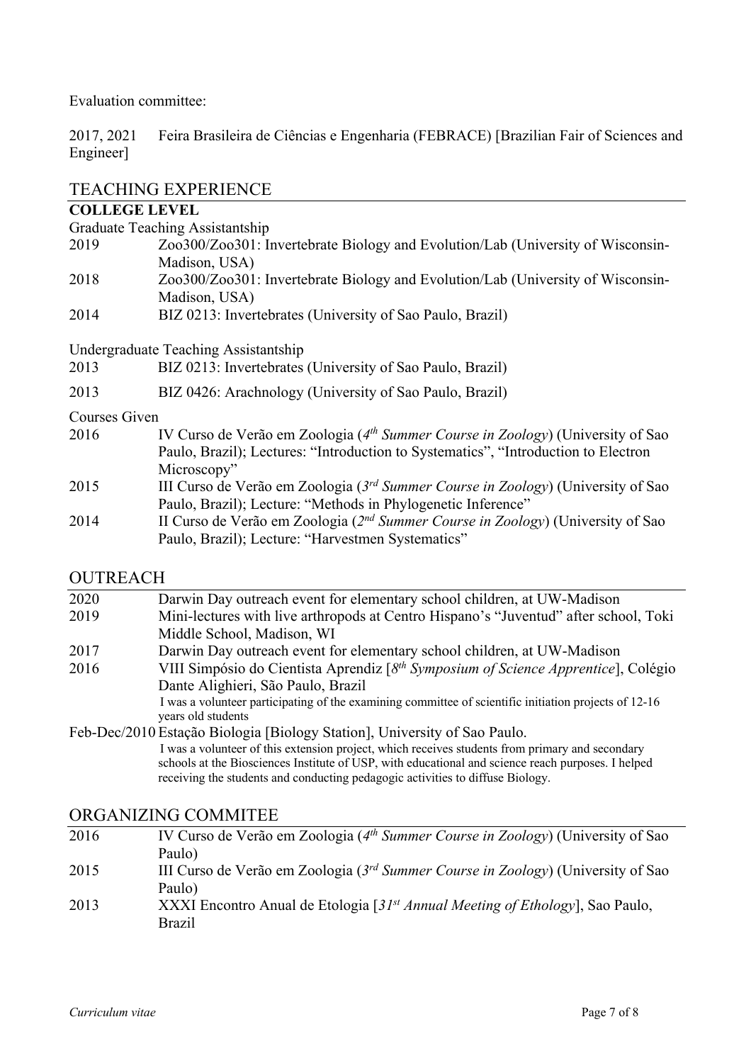Evaluation committee:

2017, 2021 Feira Brasileira de Ciências e Engenharia (FEBRACE) [Brazilian Fair of Sciences and Engineer]

## TEACHING EXPERIENCE

### COLLEGE LEVEL

Graduate Teaching Assistantship

- 2019 Zoo300/Zoo301: Invertebrate Biology and Evolution/Lab (University of Wisconsin-Madison, USA)
- 2018 Zoo300/Zoo301: Invertebrate Biology and Evolution/Lab (University of Wisconsin-Madison, USA)
- 2014 BIZ 0213: Invertebrates (University of Sao Paulo, Brazil)

Undergraduate Teaching Assistantship

- 2013 BIZ 0213: Invertebrates (University of Sao Paulo, Brazil)
- 2013 BIZ 0426: Arachnology (University of Sao Paulo, Brazil)

Courses Given

- 2016 IV Curso de Verão em Zoologia (*4th Summer Course in Zoology*) (University of Sao Paulo, Brazil); Lectures: "Introduction to Systematics", "Introduction to Electron Microscopy"
- 2015 III Curso de Verão em Zoologia (*3rd Summer Course in Zoology*) (University of Sao Paulo, Brazil); Lecture: "Methods in Phylogenetic Inference"
- 2014 II Curso de Verão em Zoologia (*2nd Summer Course in Zoology*) (University of Sao Paulo, Brazil); Lecture: "Harvestmen Systematics"

## OUTREACH

- 2020 Darwin Day outreach event for elementary school children, at UW-Madison
- 2019 Mini-lectures with live arthropods at Centro Hispano's "Juventud" after school, Toki Middle School, Madison, WI
- 2017 Darwin Day outreach event for elementary school children, at UW-Madison
- 2016 VIII Simpósio do Cientista Aprendiz [*8th Symposium of Science Apprentice*], Colégio Dante Alighieri, São Paulo, Brazil
  I was a volunteer participating of the examining committee of scientific initiation projects of 12-16 years old students
- Feb-Dec/2010 Estação Biologia [Biology Station], University of Sao Paulo.
  I was a volunteer of this extension project, which receives students from primary and secondary schools at the Biosciences Institute of USP, with educational and science reach purposes. I helped receiving the students and conducting pedagogic activities to diffuse Biology.

## ORGANIZING COMMITEE

- 2016 IV Curso de Verão em Zoologia (*4th Summer Course in Zoology*) (University of Sao Paulo)
- 2015 III Curso de Verão em Zoologia (*3rd Summer Course in Zoology*) (University of Sao Paulo)
- 2013 XXXI Encontro Anual de Etologia [*31st Annual Meeting of Ethology*], Sao Paulo, Brazil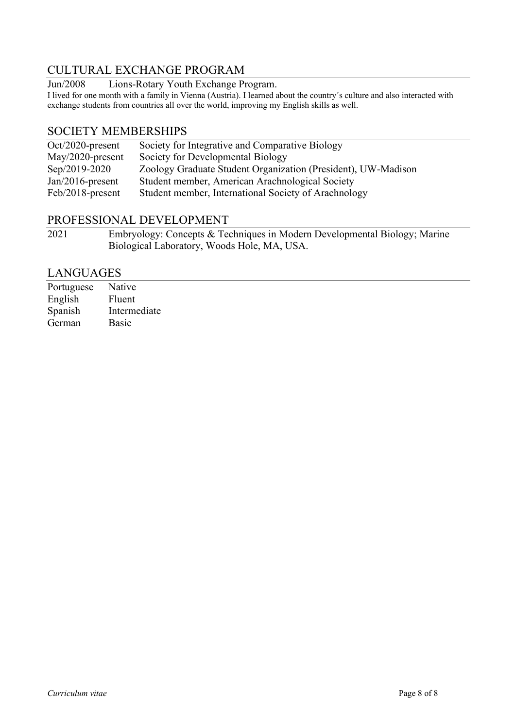## CULTURAL EXCHANGE PROGRAM

Jun/2008 Lions-Rotary Youth Exchange Program.

I lived for one month with a family in Vienna (Austria). I learned about the country´s culture and also interacted with exchange students from countries all over the world, improving my English skills as well.

## SOCIETY MEMBERSHIPS

| | |
|---|---|
| Oct/2020-present | Society for Integrative and Comparative Biology |
| May/2020-present | Society for Developmental Biology |
| Sep/2019-2020 | Zoology Graduate Student Organization (President), UW-Madison |
| Jan/2016-present | Student member, American Arachnological Society |
| Feb/2018-present | Student member, International Society of Arachnology |

## PROFESSIONAL DEVELOPMENT

2021 Embryology: Concepts & Techniques in Modern Developmental Biology; Marine Biological Laboratory, Woods Hole, MA, USA.

## LANGUAGES

| | |
|---|---|
| Portuguese | Native |
| English | Fluent |
| Spanish | Intermediate |
| German | Basic |